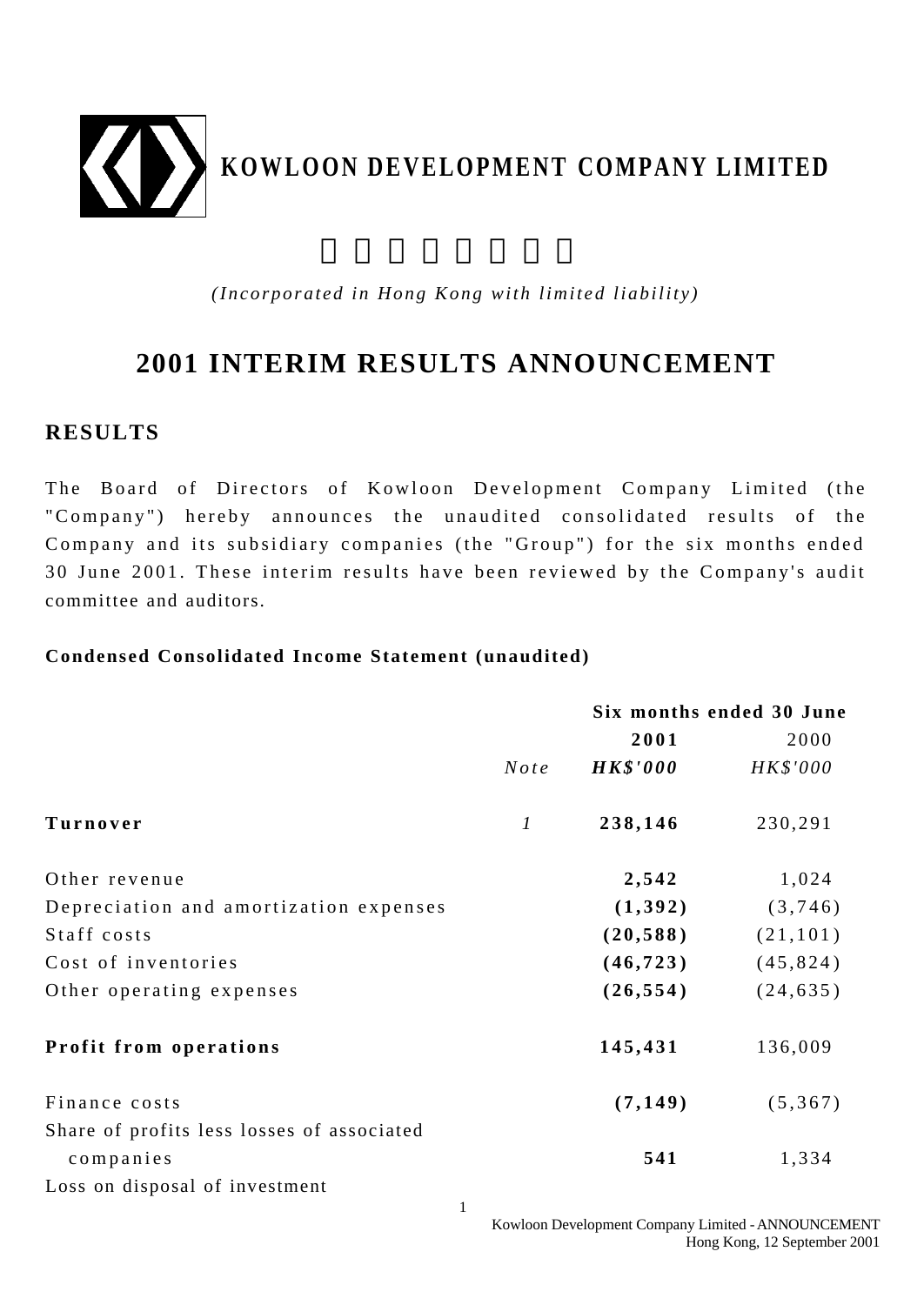# KOWLOON DEVELOPMENT COMPANY LIMITED

*(Incorporated in Hong Kong with limited liability)*

## 2001 INTERIM RESULTS ANNOUNCEMENT

### RESULTS

The Board of Directors of Kowloon Development Company Limited (the "Company") hereby announces the unaudited consolidated results of the Company and its subsidiary companies (the "Group") for the six months ended 30 June 2001. These interim results have been reviewed by the Company's audit committee and auditors.

**Condensed Consolidated Income Statement (unaudited)**

| | | **Six months ended 30 June** | |
|---|---|---|---|
| | | **2001** | 2000 |
| | *Note* | ***HK$'000*** | *HK$'000* |
| **Turnover** | *1* | **238,146** | 230,291 |
| Other revenue | | **2,542** | 1,024 |
| Depreciation and amortization expenses | | **(1,392)** | (3,746) |
| Staff costs | | **(20,588)** | (21,101) |
| Cost of inventories | | **(46,723)** | (45,824) |
| Other operating expenses | | **(26,554)** | (24,635) |
| **Profit from operations** | | **145,431** | 136,009 |
| Finance costs | | **(7,149)** | (5,367) |
| Share of profits less losses of associated companies | | **541** | 1,334 |
| Loss on disposal of investment | | | |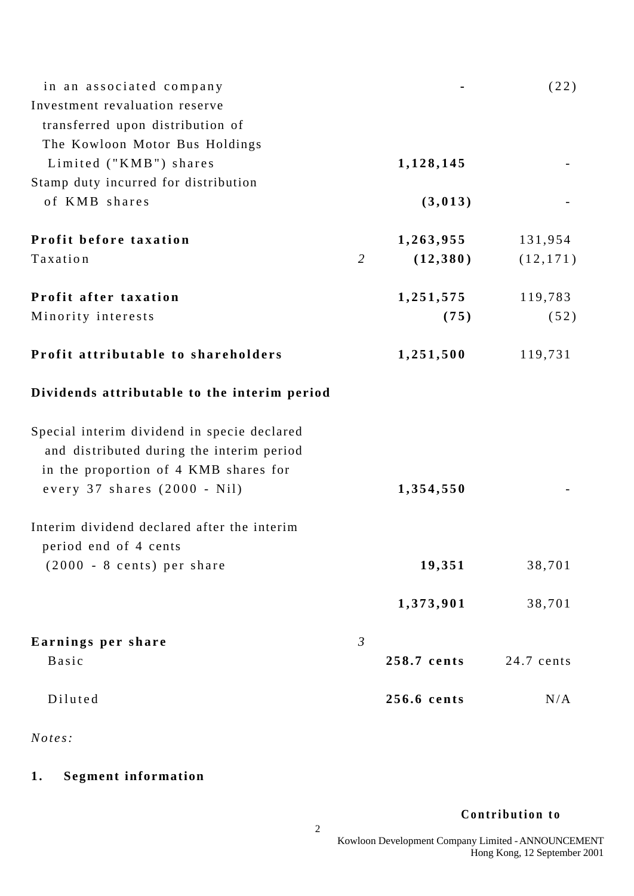| | Note | | |
|---|---|---|---|
| in an associated company | | **-** | (22) |
| Investment revaluation reserve transferred upon distribution of The Kowloon Motor Bus Holdings Limited ("KMB") shares | | **1,128,145** | - |
| Stamp duty incurred for distribution of KMB shares | | **(3,013)** | - |
| **Profit before taxation** | | **1,263,955** | 131,954 |
| Taxation | *2* | **(12,380)** | (12,171) |
| **Profit after taxation** | | **1,251,575** | 119,783 |
| Minority interests | | **(75)** | (52) |
| **Profit attributable to shareholders** | | **1,251,500** | 119,731 |
| **Dividends attributable to the interim period** | | | |
| Special interim dividend in specie declared and distributed during the interim period in the proportion of 4 KMB shares for every 37 shares (2000 - Nil) | | **1,354,550** | - |
| Interim dividend declared after the interim period end of 4 cents (2000 - 8 cents) per share | | **19,351** | 38,701 |
| | | **1,373,901** | 38,701 |
| **Earnings per share** | *3* | | |
| Basic | | **258.7 cents** | 24.7 cents |
| Diluted | | **256.6 cents** | N/A |

*Notes:*

**1. Segment information**

**Contribution to**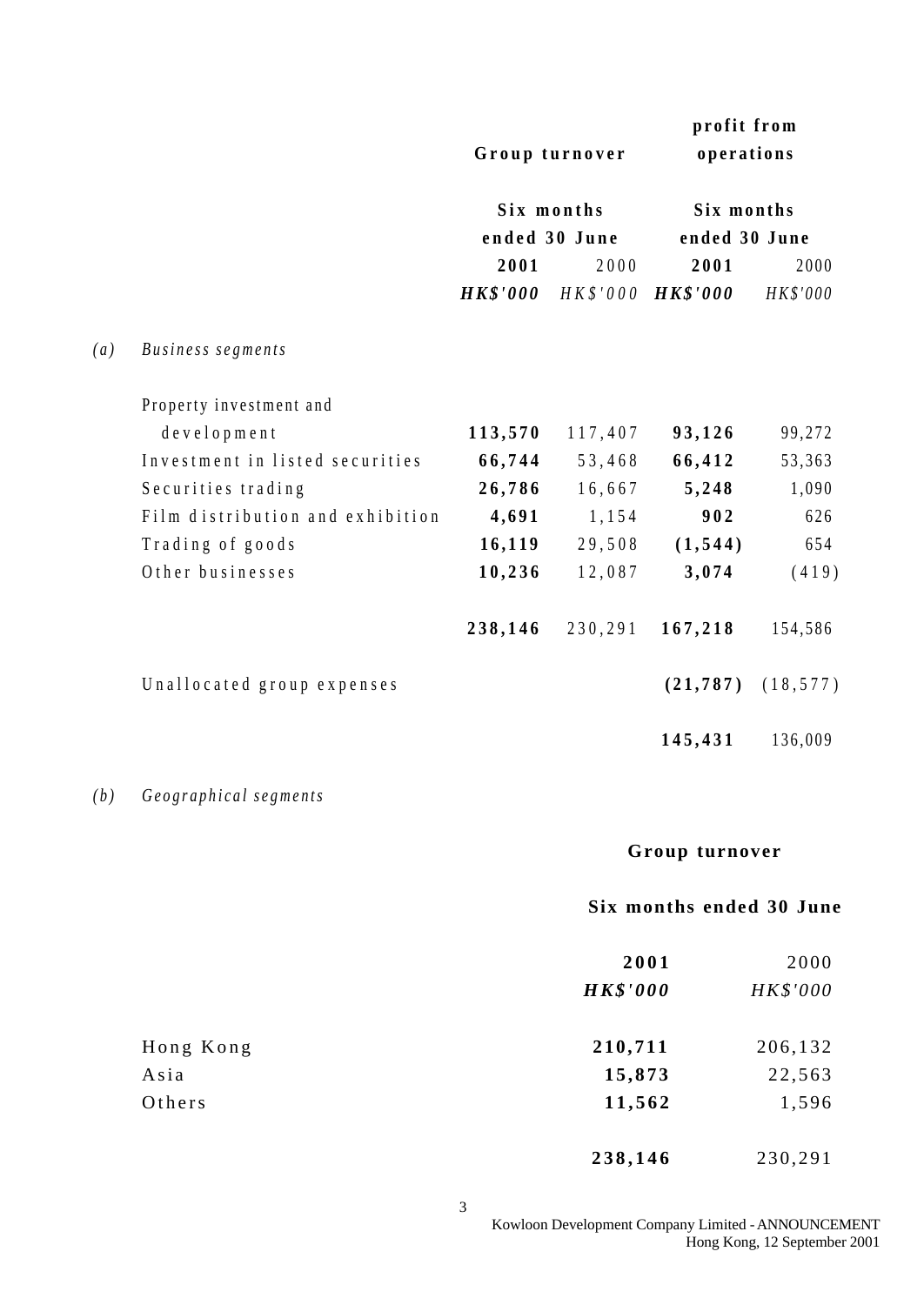| | Group turnover | | Contribution to profit from operations | |
|---|---|---|---|---|
| | Six months ended 30 June | | Six months ended 30 June | |
| | **2001** | 2000 | **2001** | 2000 |
| | ***HK$'000*** | *HK$'000* | ***HK$'000*** | *HK$'000* |
| *(a) Business segments* | | | | |
| Property investment and development | **113,570** | 117,407 | **93,126** | 99,272 |
| Investment in listed securities | **66,744** | 53,468 | **66,412** | 53,363 |
| Securities trading | **26,786** | 16,667 | **5,248** | 1,090 |
| Film distribution and exhibition | **4,691** | 1,154 | **902** | 626 |
| Trading of goods | **16,119** | 29,508 | **(1,544)** | 654 |
| Other businesses | **10,236** | 12,087 | **3,074** | (419) |
| | **238,146** | 230,291 | **167,218** | 154,586 |
| Unallocated group expenses | | | **(21,787)** | (18,577) |
| | | | **145,431** | 136,009 |

*(b) Geographical segments*

| | Group turnover | |
|---|---|---|
| | Six months ended 30 June | |
| | **2001** | 2000 |
| | ***HK$'000*** | *HK$'000* |
| Hong Kong | **210,711** | 206,132 |
| Asia | **15,873** | 22,563 |
| Others | **11,562** | 1,596 |
| | **238,146** | 230,291 |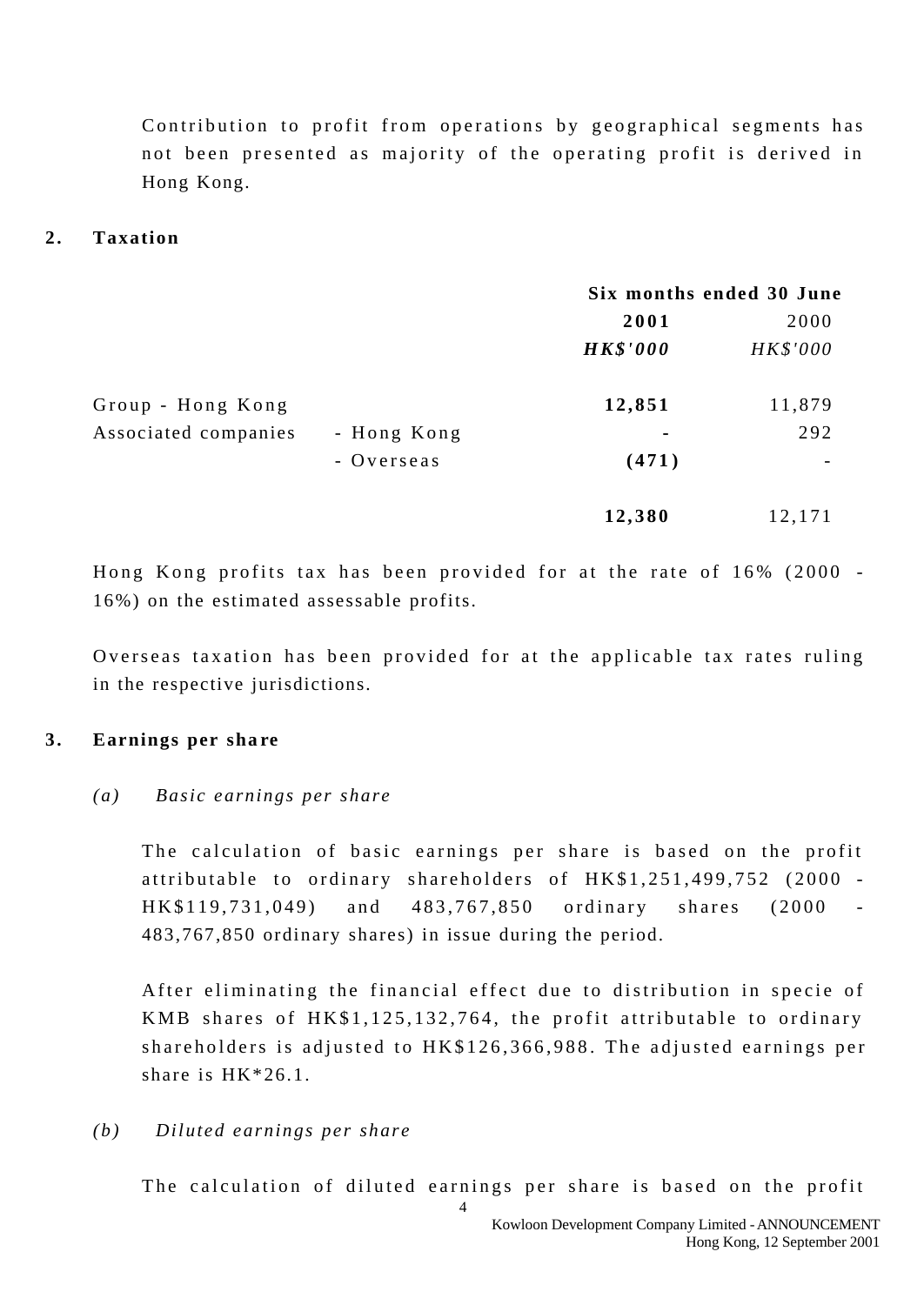Contribution to profit from operations by geographical segments has not been presented as majority of the operating profit is derived in Hong Kong.

## 2. Taxation

| | | Six months ended 30 June | |
|---|---|---|---|
| | | **2001** | 2000 |
| | | ***HK$'000*** | *HK$'000* |
| Group - Hong Kong | | **12,851** | 11,879 |
| Associated companies | - Hong Kong | **-** | 292 |
| | - Overseas | **(471)** | - |
| | | **12,380** | 12,171 |

Hong Kong profits tax has been provided for at the rate of 16% (2000 - 16%) on the estimated assessable profits.

Overseas taxation has been provided for at the applicable tax rates ruling in the respective jurisdictions.

## 3. Earnings per share

*(a) Basic earnings per share*

The calculation of basic earnings per share is based on the profit attributable to ordinary shareholders of HK$1,251,499,752 (2000 - HK$119,731,049) and 483,767,850 ordinary shares (2000 - 483,767,850 ordinary shares) in issue during the period.

After eliminating the financial effect due to distribution in specie of KMB shares of HK$1,125,132,764, the profit attributable to ordinary shareholders is adjusted to HK$126,366,988. The adjusted earnings per share is HK*26.1.

*(b) Diluted earnings per share*

The calculation of diluted earnings per share is based on the profit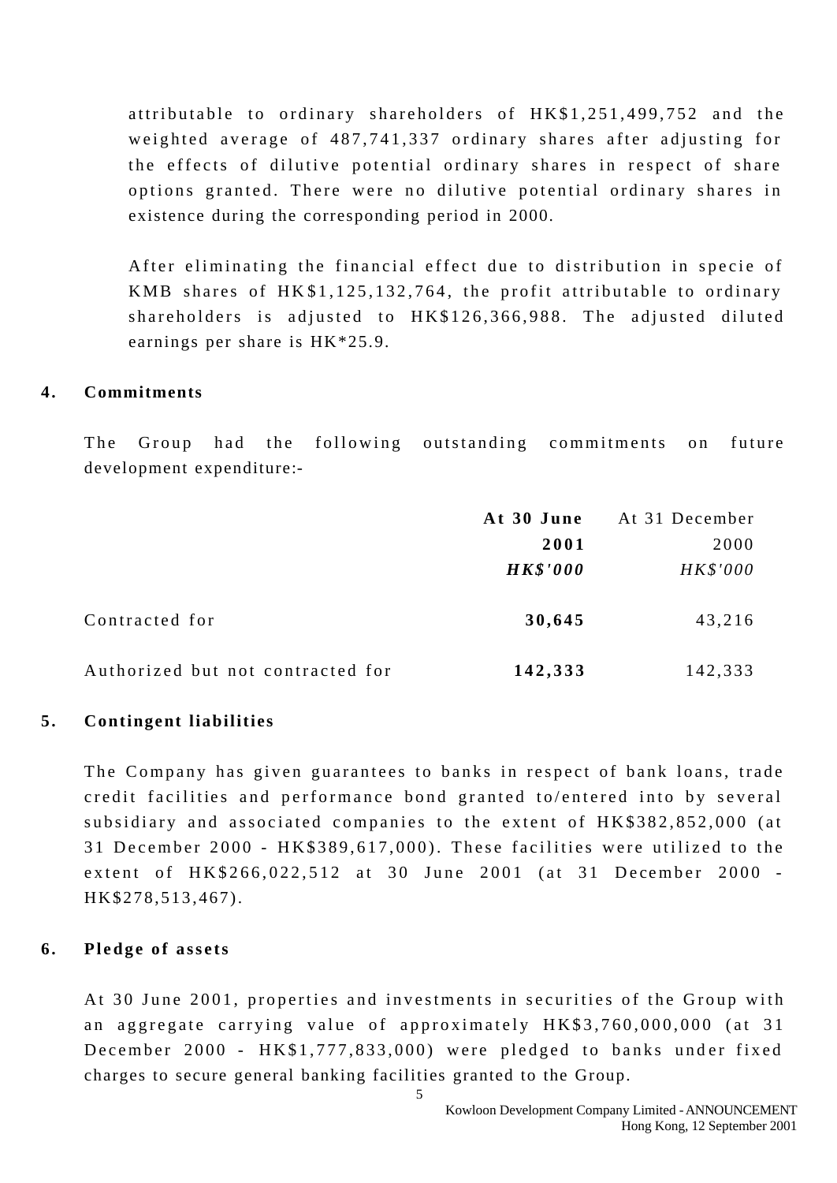attributable to ordinary shareholders of HK$1,251,499,752 and the weighted average of 487,741,337 ordinary shares after adjusting for the effects of dilutive potential ordinary shares in respect of share options granted. There were no dilutive potential ordinary shares in existence during the corresponding period in 2000.

After eliminating the financial effect due to distribution in specie of KMB shares of HK$1,125,132,764, the profit attributable to ordinary shareholders is adjusted to HK$126,366,988. The adjusted diluted earnings per share is HK*25.9.

## 4. Commitments

The Group had the following outstanding commitments on future development expenditure:-

| | **At 30 June 2001** | At 31 December 2000 |
|---|---|---|
| | ***HK$'000*** | *HK$'000* |
| Contracted for | **30,645** | 43,216 |
| Authorized but not contracted for | **142,333** | 142,333 |

## 5. Contingent liabilities

The Company has given guarantees to banks in respect of bank loans, trade credit facilities and performance bond granted to/entered into by several subsidiary and associated companies to the extent of HK$382,852,000 (at 31 December 2000 - HK$389,617,000). These facilities were utilized to the extent of HK$266,022,512 at 30 June 2001 (at 31 December 2000 - HK$278,513,467).

## 6. Pledge of assets

At 30 June 2001, properties and investments in securities of the Group with an aggregate carrying value of approximately HK$3,760,000,000 (at 31 December 2000 - HK$1,777,833,000) were pledged to banks under fixed charges to secure general banking facilities granted to the Group.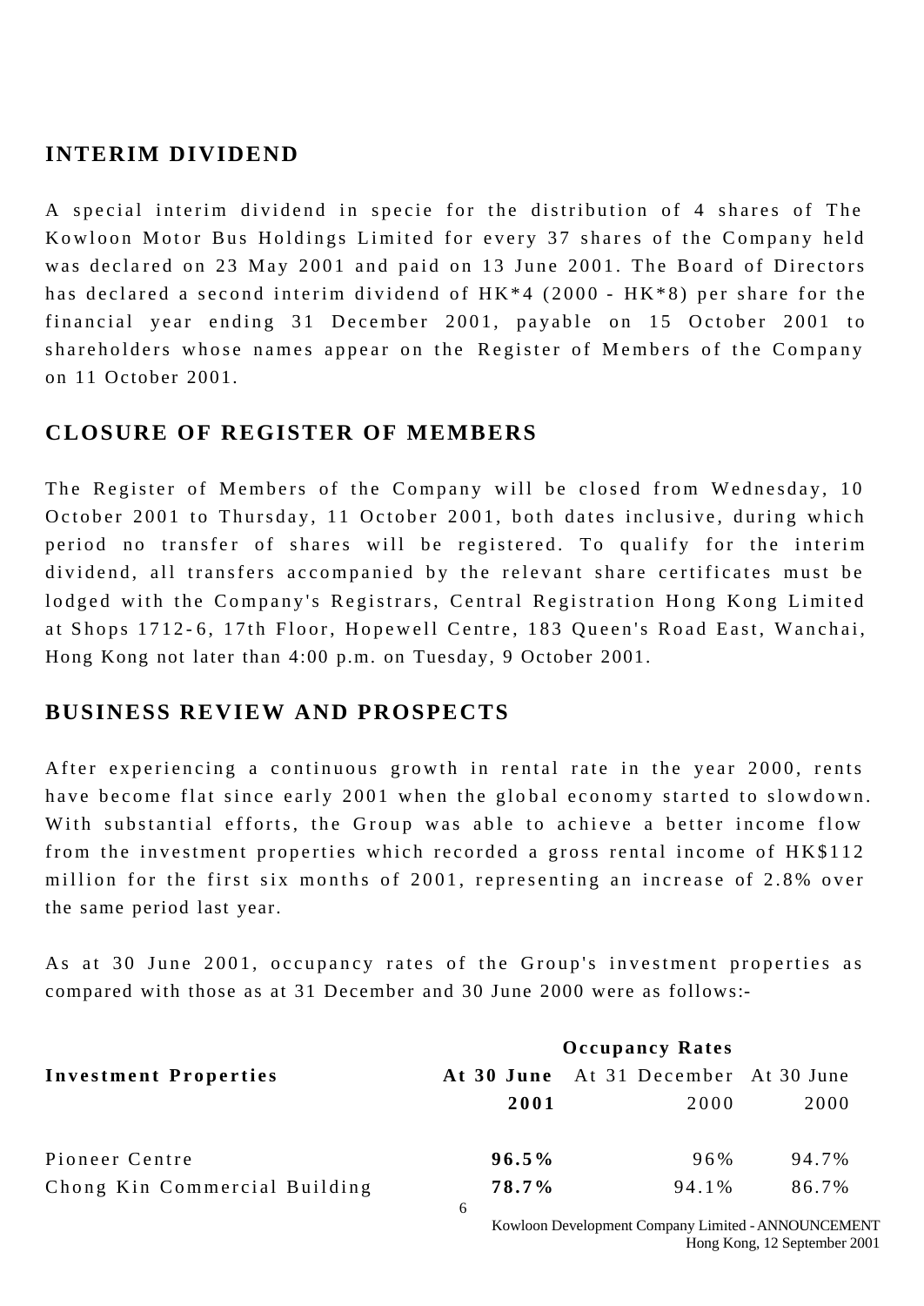## INTERIM DIVIDEND

A special interim dividend in specie for the distribution of 4 shares of The Kowloon Motor Bus Holdings Limited for every 37 shares of the Company held was declared on 23 May 2001 and paid on 13 June 2001. The Board of Directors has declared a second interim dividend of HK*4 (2000 - HK*8) per share for the financial year ending 31 December 2001, payable on 15 October 2001 to shareholders whose names appear on the Register of Members of the Company on 11 October 2001.

## CLOSURE OF REGISTER OF MEMBERS

The Register of Members of the Company will be closed from Wednesday, 10 October 2001 to Thursday, 11 October 2001, both dates inclusive, during which period no transfer of shares will be registered. To qualify for the interim dividend, all transfers accompanied by the relevant share certificates must be lodged with the Company's Registrars, Central Registration Hong Kong Limited at Shops 1712-6, 17th Floor, Hopewell Centre, 183 Queen's Road East, Wanchai, Hong Kong not later than 4:00 p.m. on Tuesday, 9 October 2001.

## BUSINESS REVIEW AND PROSPECTS

After experiencing a continuous growth in rental rate in the year 2000, rents have become flat since early 2001 when the global economy started to slowdown. With substantial efforts, the Group was able to achieve a better income flow from the investment properties which recorded a gross rental income of HK$112 million for the first six months of 2001, representing an increase of 2.8% over the same period last year.

As at 30 June 2001, occupancy rates of the Group's investment properties as compared with those as at 31 December and 30 June 2000 were as follows:-

| Investment Properties | Occupancy Rates | | |
|---|---|---|---|
| | **At 30 June 2001** | At 31 December 2000 | At 30 June 2000 |
| Pioneer Centre | **96.5%** | 96% | 94.7% |
| Chong Kin Commercial Building | **78.7%** | 94.1% | 86.7% |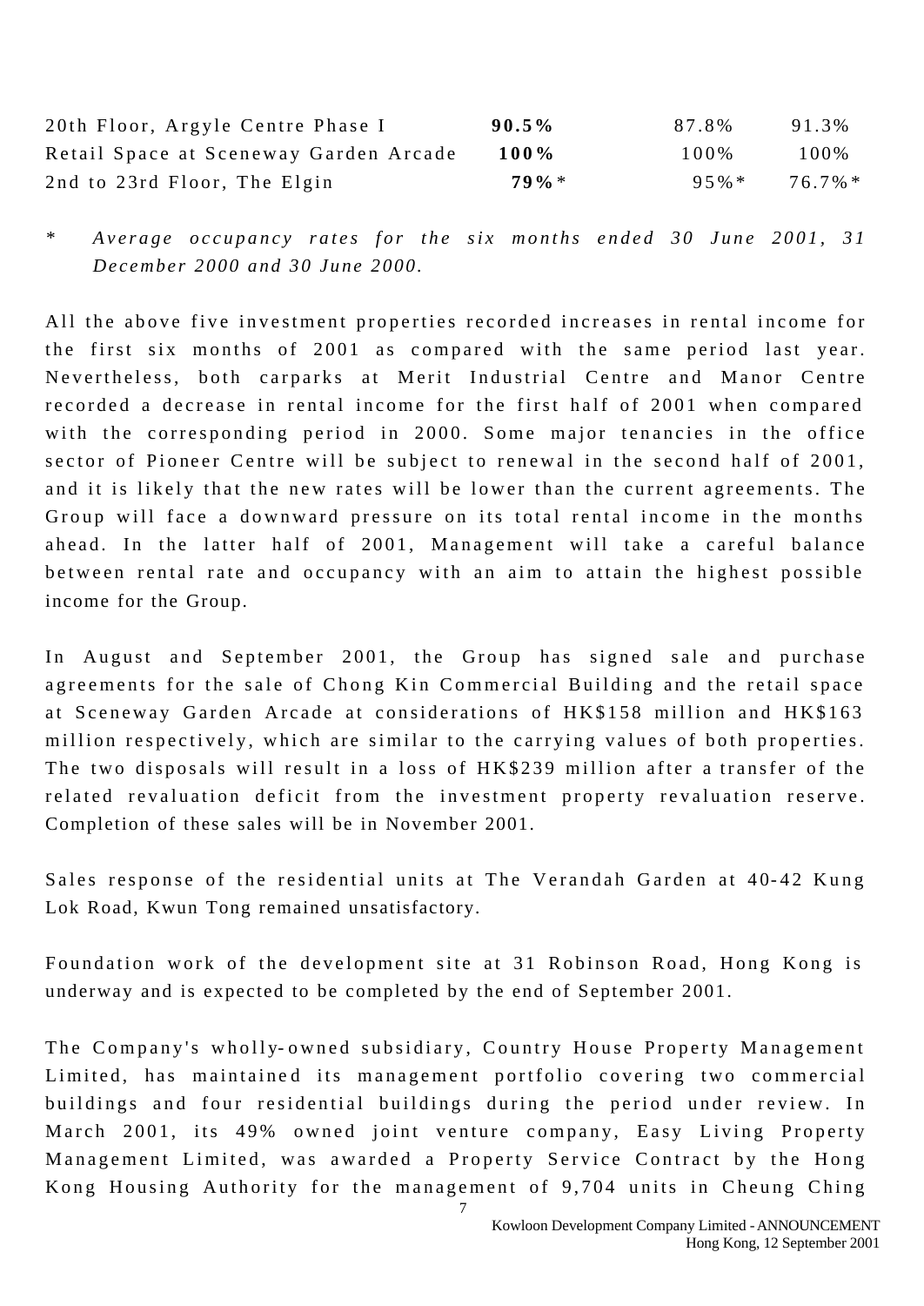| | | | |
|---|---|---|---|
| 20th Floor, Argyle Centre Phase I | **90.5%** | 87.8% | 91.3% |
| Retail Space at Sceneway Garden Arcade | **100%** | 100% | 100% |
| 2nd to 23rd Floor, The Elgin | **79%*** | 95%* | 76.7%* |

\* *Average occupancy rates for the six months ended 30 June 2001, 31 December 2000 and 30 June 2000.*

All the above five investment properties recorded increases in rental income for the first six months of 2001 as compared with the same period last year. Nevertheless, both carparks at Merit Industrial Centre and Manor Centre recorded a decrease in rental income for the first half of 2001 when compared with the corresponding period in 2000. Some major tenancies in the office sector of Pioneer Centre will be subject to renewal in the second half of 2001, and it is likely that the new rates will be lower than the current agreements. The Group will face a downward pressure on its total rental income in the months ahead. In the latter half of 2001, Management will take a careful balance between rental rate and occupancy with an aim to attain the highest possible income for the Group.

In August and September 2001, the Group has signed sale and purchase agreements for the sale of Chong Kin Commercial Building and the retail space at Sceneway Garden Arcade at considerations of HK$158 million and HK$163 million respectively, which are similar to the carrying values of both properties. The two disposals will result in a loss of HK$239 million after a transfer of the related revaluation deficit from the investment property revaluation reserve. Completion of these sales will be in November 2001.

Sales response of the residential units at The Verandah Garden at 40-42 Kung Lok Road, Kwun Tong remained unsatisfactory.

Foundation work of the development site at 31 Robinson Road, Hong Kong is underway and is expected to be completed by the end of September 2001.

The Company's wholly-owned subsidiary, Country House Property Management Limited, has maintained its management portfolio covering two commercial buildings and four residential buildings during the period under review. In March 2001, its 49% owned joint venture company, Easy Living Property Management Limited, was awarded a Property Service Contract by the Hong Kong Housing Authority for the management of 9,704 units in Cheung Ching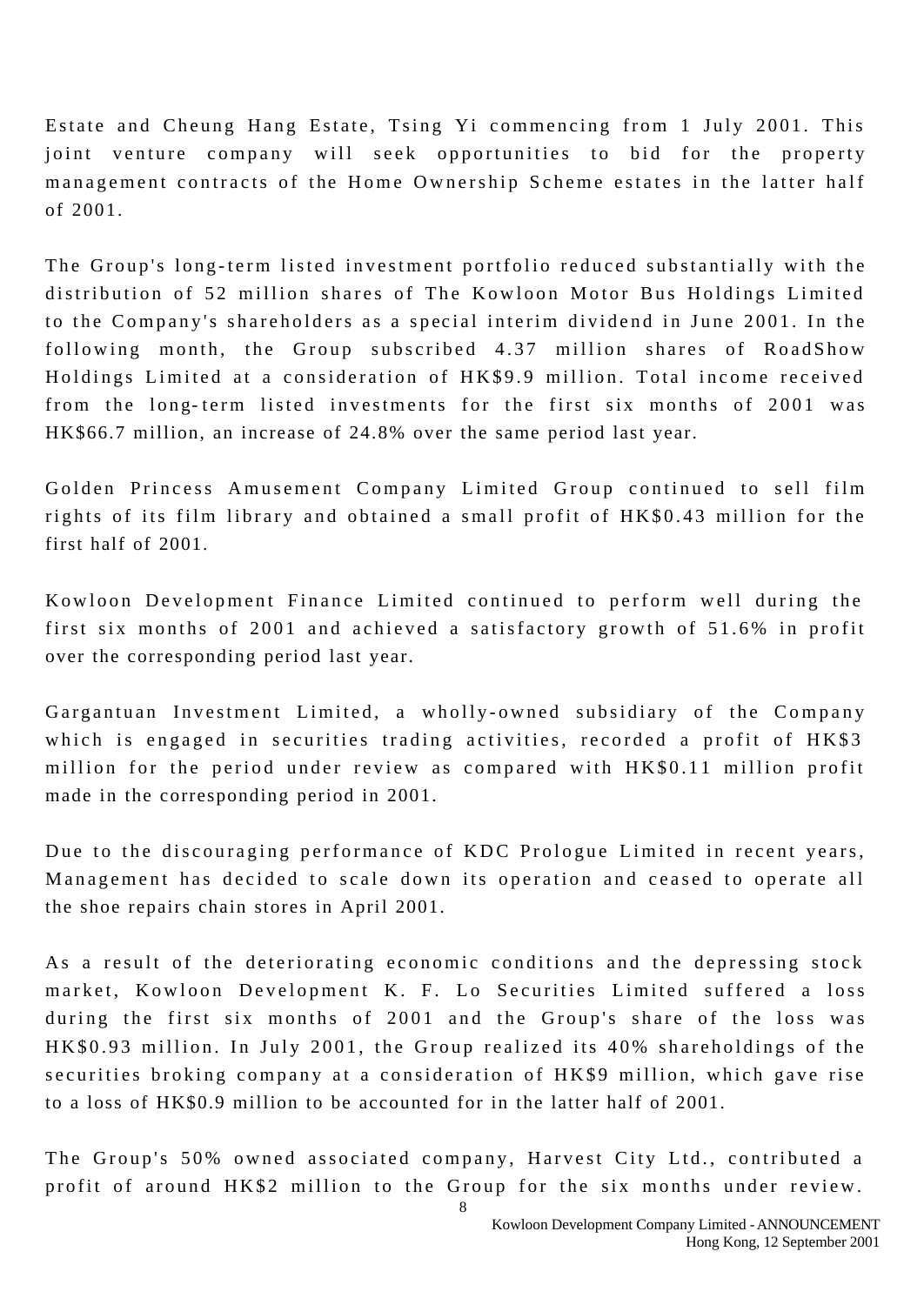Estate and Cheung Hang Estate, Tsing Yi commencing from 1 July 2001. This joint venture company will seek opportunities to bid for the property management contracts of the Home Ownership Scheme estates in the latter half of 2001.

The Group's long-term listed investment portfolio reduced substantially with the distribution of 52 million shares of The Kowloon Motor Bus Holdings Limited to the Company's shareholders as a special interim dividend in June 2001. In the following month, the Group subscribed 4.37 million shares of RoadShow Holdings Limited at a consideration of HK$9.9 million. Total income received from the long-term listed investments for the first six months of 2001 was HK$66.7 million, an increase of 24.8% over the same period last year.

Golden Princess Amusement Company Limited Group continued to sell film rights of its film library and obtained a small profit of HK$0.43 million for the first half of 2001.

Kowloon Development Finance Limited continued to perform well during the first six months of 2001 and achieved a satisfactory growth of 51.6% in profit over the corresponding period last year.

Gargantuan Investment Limited, a wholly-owned subsidiary of the Company which is engaged in securities trading activities, recorded a profit of HK$3 million for the period under review as compared with HK$0.11 million profit made in the corresponding period in 2001.

Due to the discouraging performance of KDC Prologue Limited in recent years, Management has decided to scale down its operation and ceased to operate all the shoe repairs chain stores in April 2001.

As a result of the deteriorating economic conditions and the depressing stock market, Kowloon Development K. F. Lo Securities Limited suffered a loss during the first six months of 2001 and the Group's share of the loss was HK$0.93 million. In July 2001, the Group realized its 40% shareholdings of the securities broking company at a consideration of HK$9 million, which gave rise to a loss of HK$0.9 million to be accounted for in the latter half of 2001.

The Group's 50% owned associated company, Harvest City Ltd., contributed a profit of around HK$2 million to the Group for the six months under review.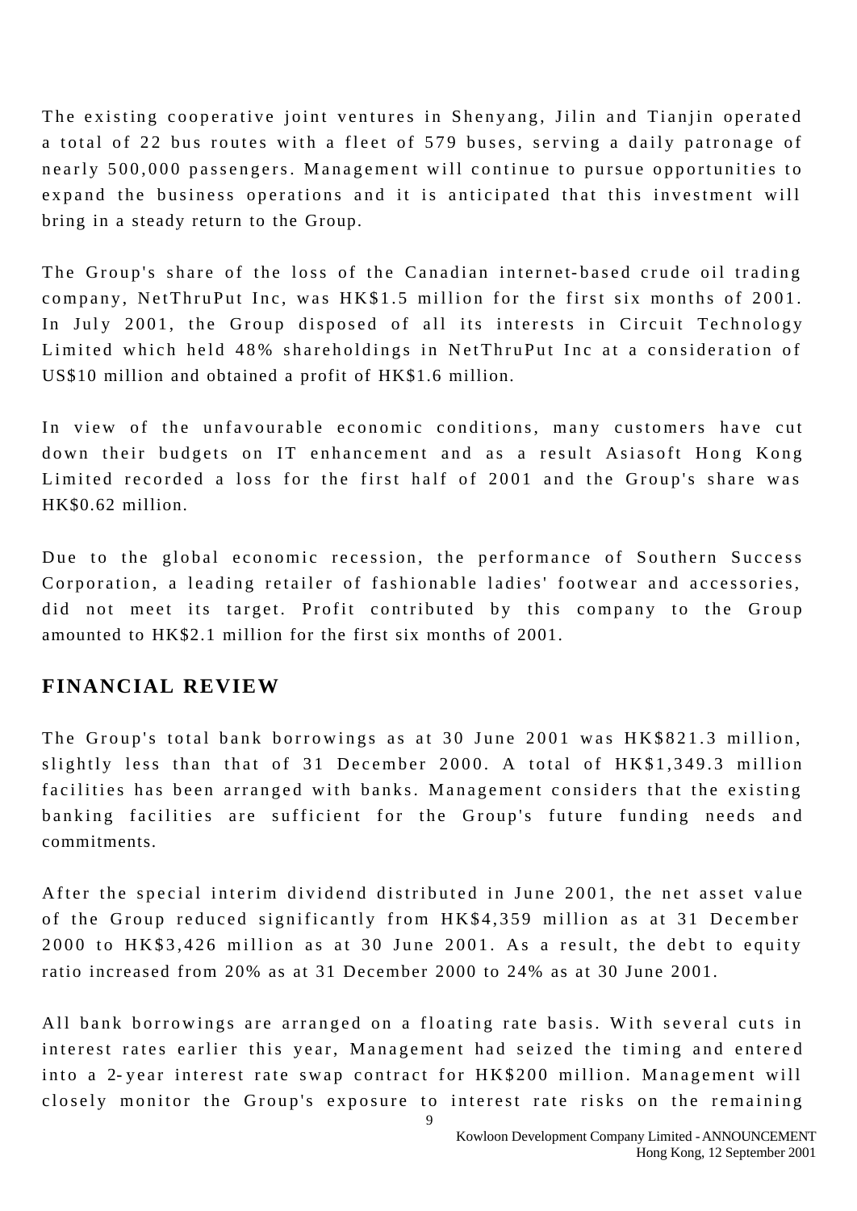The existing cooperative joint ventures in Shenyang, Jilin and Tianjin operated a total of 22 bus routes with a fleet of 579 buses, serving a daily patronage of nearly 500,000 passengers. Management will continue to pursue opportunities to expand the business operations and it is anticipated that this investment will bring in a steady return to the Group.

The Group's share of the loss of the Canadian internet-based crude oil trading company, NetThruPut Inc, was HK$1.5 million for the first six months of 2001. In July 2001, the Group disposed of all its interests in Circuit Technology Limited which held 48% shareholdings in NetThruPut Inc at a consideration of US$10 million and obtained a profit of HK$1.6 million.

In view of the unfavourable economic conditions, many customers have cut down their budgets on IT enhancement and as a result Asiasoft Hong Kong Limited recorded a loss for the first half of 2001 and the Group's share was HK$0.62 million.

Due to the global economic recession, the performance of Southern Success Corporation, a leading retailer of fashionable ladies' footwear and accessories, did not meet its target. Profit contributed by this company to the Group amounted to HK$2.1 million for the first six months of 2001.

## FINANCIAL REVIEW

The Group's total bank borrowings as at 30 June 2001 was HK$821.3 million, slightly less than that of 31 December 2000. A total of HK$1,349.3 million facilities has been arranged with banks. Management considers that the existing banking facilities are sufficient for the Group's future funding needs and commitments.

After the special interim dividend distributed in June 2001, the net asset value of the Group reduced significantly from HK$4,359 million as at 31 December 2000 to HK$3,426 million as at 30 June 2001. As a result, the debt to equity ratio increased from 20% as at 31 December 2000 to 24% as at 30 June 2001.

All bank borrowings are arranged on a floating rate basis. With several cuts in interest rates earlier this year, Management had seized the timing and entered into a 2-year interest rate swap contract for HK$200 million. Management will closely monitor the Group's exposure to interest rate risks on the remaining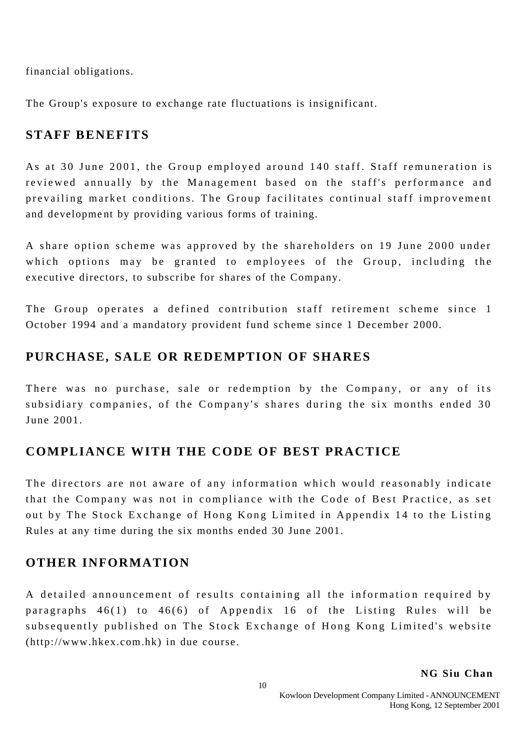financial obligations.

The Group's exposure to exchange rate fluctuations is insignificant.

## STAFF BENEFITS

As at 30 June 2001, the Group employed around 140 staff. Staff remuneration is reviewed annually by the Management based on the staff's performance and prevailing market conditions. The Group facilitates continual staff improvement and development by providing various forms of training.

A share option scheme was approved by the shareholders on 19 June 2000 under which options may be granted to employees of the Group, including the executive directors, to subscribe for shares of the Company.

The Group operates a defined contribution staff retirement scheme since 1 October 1994 and a mandatory provident fund scheme since 1 December 2000.

## PURCHASE, SALE OR REDEMPTION OF SHARES

There was no purchase, sale or redemption by the Company, or any of its subsidiary companies, of the Company's shares during the six months ended 30 June 2001.

## COMPLIANCE WITH THE CODE OF BEST PRACTICE

The directors are not aware of any information which would reasonably indicate that the Company was not in compliance with the Code of Best Practice, as set out by The Stock Exchange of Hong Kong Limited in Appendix 14 to the Listing Rules at any time during the six months ended 30 June 2001.

## OTHER INFORMATION

A detailed announcement of results containing all the information required by paragraphs 46(1) to 46(6) of Appendix 16 of the Listing Rules will be subsequently published on The Stock Exchange of Hong Kong Limited's website (http://www.hkex.com.hk) in due course.

**NG Siu Chan**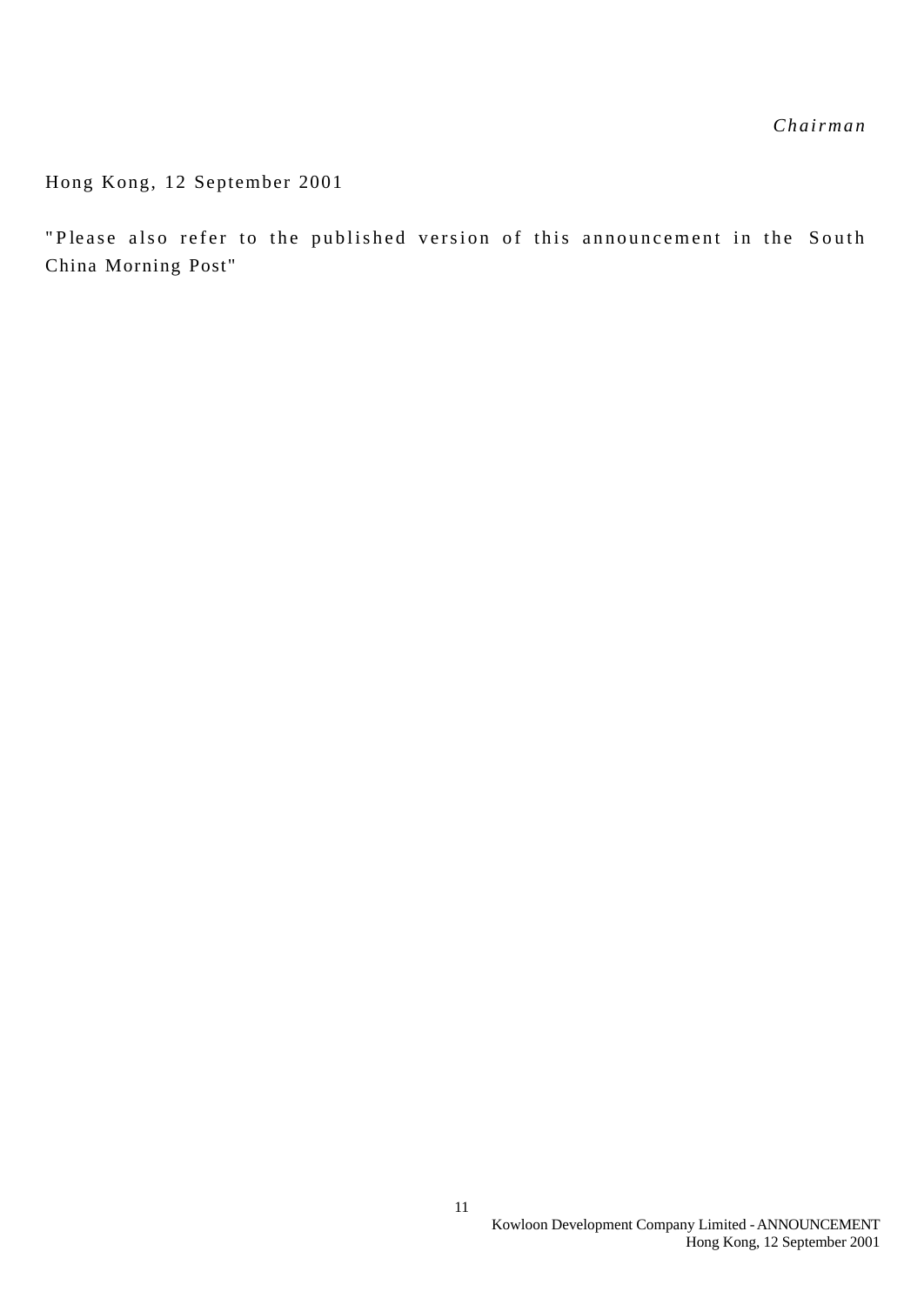*Chairman*

Hong Kong, 12 September 2001

"Please also refer to the published version of this announcement in the South China Morning Post"